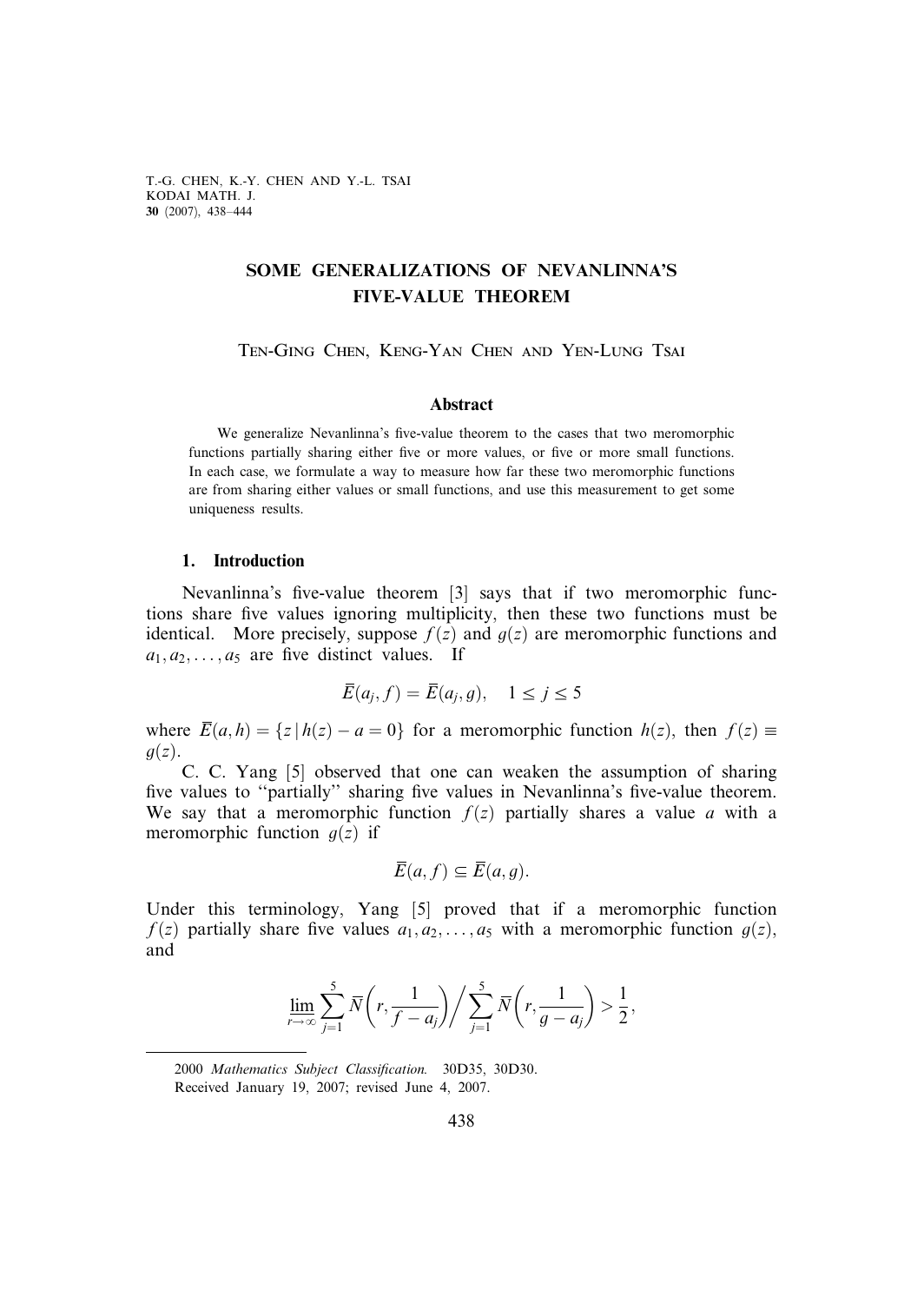# SOME GENERALIZATIONS OF NEVANLINNA'S FIVE-VALUE THEOREM

Ten-Ging Chen, Keng-Yan Chen and Yen-Lung Tsai

## Abstract

We generalize Nevanlinna's five-value theorem to the cases that two meromorphic functions partially sharing either five or more values, or five or more small functions. In each case, we formulate a way to measure how far these two meromorphic functions are from sharing either values or small functions, and use this measurement to get some uniqueness results.

## 1. Introduction

Nevanlinna's five-value theorem [3] says that if two meromorphic functions share five values ignoring multiplicity, then these two functions must be identical. More precisely, suppose $f(z)$ and $g(z)$ are meromorphic functions and $a_1, a_2, \ldots, a_5$ are five distinct values. If

$$\overline{E}(a_j, f) = \overline{E}(a_j, g), \quad 1 \le j \le 5$$

where $\overline{E}(a, h) = \{z \mid h(z) - a = 0\}$ for a meromorphic function $h(z)$, then $f(z) \equiv g(z)$.

C. C. Yang [5] observed that one can weaken the assumption of sharing five values to "partially" sharing five values in Nevanlinna's five-value theorem. We say that a meromorphic function $f(z)$ partially shares a value $a$ with a meromorphic function $g(z)$ if

$$\overline{E}(a, f) \subseteq \overline{E}(a, g).$$

Under this terminology, Yang [5] proved that if a meromorphic function $f(z)$ partially share five values $a_1, a_2, \ldots, a_5$ with a meromorphic function $g(z)$, and

$$\varliminf_{r \to \infty} \sum_{j=1}^{5} \overline{N}\left(r, \frac{1}{f - a_j}\right) \Big/ \sum_{j=1}^{5} \overline{N}\left(r, \frac{1}{g - a_j}\right) > \frac{1}{2},$$

2000 *Mathematics Subject Classification.* 30D35, 30D30.

Received January 19, 2007; revised June 4, 2007.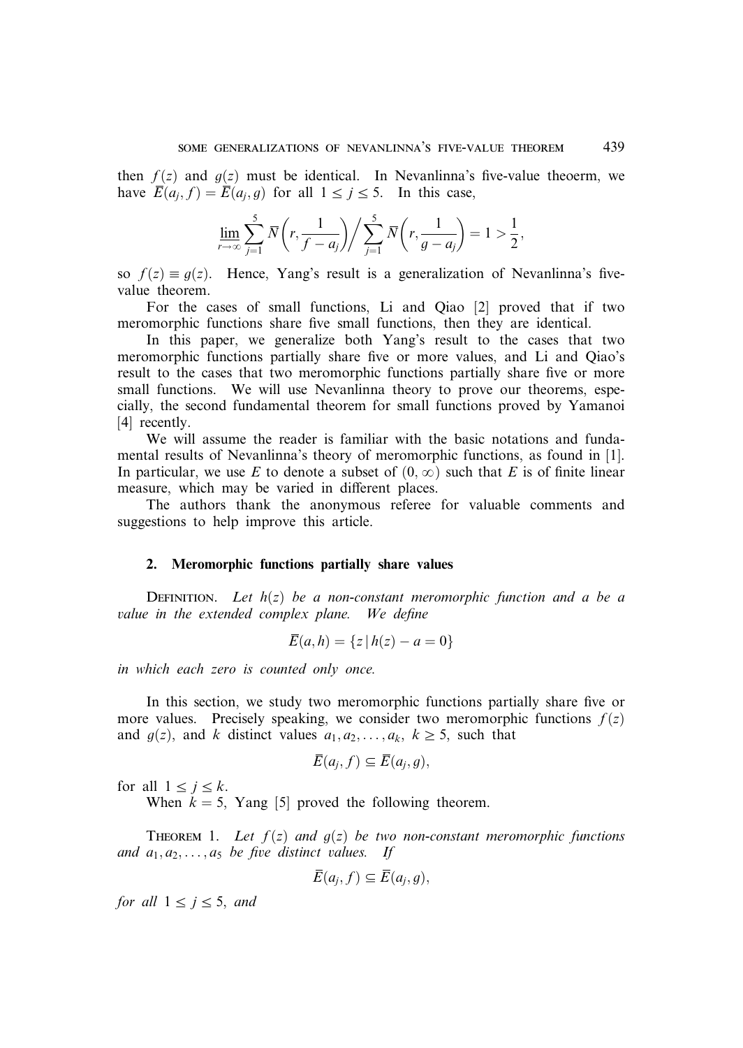then $f(z)$ and $g(z)$ must be identical. In Nevanlinna's five-value theoerm, we have $\overline{E}(a_j, f) = \overline{E}(a_j, g)$ for all $1 \le j \le 5$. In this case,

$$\underline{\lim}_{r\to\infty} \sum_{j=1}^{5} \overline{N}\left(r, \frac{1}{f-a_j}\right) \Big/ \sum_{j=1}^{5} \overline{N}\left(r, \frac{1}{g-a_j}\right) = 1 > \frac{1}{2},$$

so $f(z) \equiv g(z)$. Hence, Yang's result is a generalization of Nevanlinna's five-value theorem.

For the cases of small functions, Li and Qiao [2] proved that if two meromorphic functions share five small functions, then they are identical.

In this paper, we generalize both Yang's result to the cases that two meromorphic functions partially share five or more values, and Li and Qiao's result to the cases that two meromorphic functions partially share five or more small functions. We will use Nevanlinna theory to prove our theorems, especially, the second fundamental theorem for small functions proved by Yamanoi [4] recently.

We will assume the reader is familiar with the basic notations and fundamental results of Nevanlinna's theory of meromorphic functions, as found in [1]. In particular, we use $E$ to denote a subset of $(0, \infty)$ such that $E$ is of finite linear measure, which may be varied in different places.

The authors thank the anonymous referee for valuable comments and suggestions to help improve this article.

## 2. Meromorphic functions partially share values

Definition. *Let $h(z)$ be a non-constant meromorphic function and $a$ be a value in the extended complex plane. We define*

$$\overline{E}(a, h) = \{z \mid h(z) - a = 0\}$$

*in which each zero is counted only once.*

In this section, we study two meromorphic functions partially share five or more values. Precisely speaking, we consider two meromorphic functions $f(z)$ and $g(z)$, and $k$ distinct values $a_1, a_2, \ldots, a_k$, $k \ge 5$, such that

$$\overline{E}(a_j, f) \subseteq \overline{E}(a_j, g),$$

for all $1 \le j \le k$.

When $k = 5$, Yang [5] proved the following theorem.

Theorem 1. *Let $f(z)$ and $g(z)$ be two non-constant meromorphic functions and $a_1, a_2, \ldots, a_5$ be five distinct values. If*

$$\overline{E}(a_j, f) \subseteq \overline{E}(a_j, g),$$

*for all $1 \le j \le 5$, and*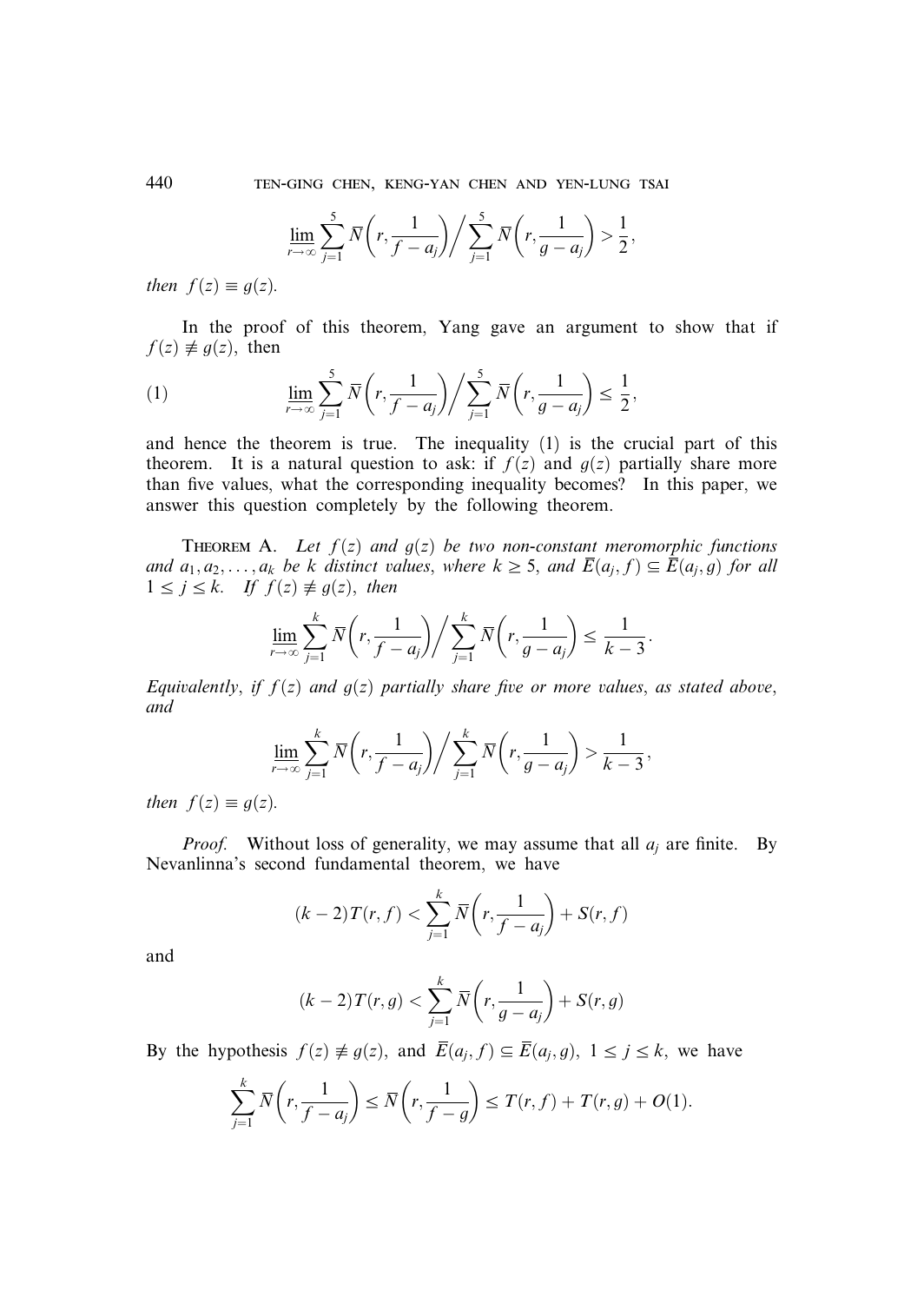$$\varliminf_{r\to\infty} \sum_{j=1}^{5} \overline{N}\left(r, \frac{1}{f-a_j}\right) \Big/ \sum_{j=1}^{5} \overline{N}\left(r, \frac{1}{g-a_j}\right) > \frac{1}{2},$$

*then* $f(z) \equiv g(z)$.

In the proof of this theorem, Yang gave an argument to show that if $f(z) \not\equiv g(z)$, then

$$\varliminf_{r\to\infty} \sum_{j=1}^{5} \overline{N}\left(r, \frac{1}{f-a_j}\right) \Big/ \sum_{j=1}^{5} \overline{N}\left(r, \frac{1}{g-a_j}\right) \le \frac{1}{2}, \tag{1}$$

and hence the theorem is true. The inequality (1) is the crucial part of this theorem. It is a natural question to ask: if $f(z)$ and $g(z)$ partially share more than five values, what the corresponding inequality becomes? In this paper, we answer this question completely by the following theorem.

**Theorem A.** *Let $f(z)$ and $g(z)$ be two non-constant meromorphic functions and $a_1, a_2, \ldots, a_k$ be $k$ distinct values, where $k \ge 5$, and $\overline{E}(a_j, f) \subseteq \overline{E}(a_j, g)$ for all $1 \le j \le k$. If $f(z) \not\equiv g(z)$, then*

$$\varliminf_{r\to\infty} \sum_{j=1}^{k} \overline{N}\left(r, \frac{1}{f-a_j}\right) \Big/ \sum_{j=1}^{k} \overline{N}\left(r, \frac{1}{g-a_j}\right) \le \frac{1}{k-3}.$$

*Equivalently, if $f(z)$ and $g(z)$ partially share five or more values, as stated above, and*

$$\varliminf_{r\to\infty} \sum_{j=1}^{k} \overline{N}\left(r, \frac{1}{f-a_j}\right) \Big/ \sum_{j=1}^{k} \overline{N}\left(r, \frac{1}{g-a_j}\right) > \frac{1}{k-3},$$

*then* $f(z) \equiv g(z)$.

*Proof.* Without loss of generality, we may assume that all $a_j$ are finite. By Nevanlinna's second fundamental theorem, we have

$$(k-2)T(r,f) < \sum_{j=1}^{k} \overline{N}\left(r, \frac{1}{f-a_j}\right) + S(r,f)$$

and

$$(k-2)T(r,g) < \sum_{j=1}^{k} \overline{N}\left(r, \frac{1}{g-a_j}\right) + S(r,g)$$

By the hypothesis $f(z) \not\equiv g(z)$, and $\overline{E}(a_j, f) \subseteq \overline{E}(a_j, g)$, $1 \le j \le k$, we have

$$\sum_{j=1}^{k} \overline{N}\left(r, \frac{1}{f-a_j}\right) \le \overline{N}\left(r, \frac{1}{f-g}\right) \le T(r,f) + T(r,g) + O(1).$$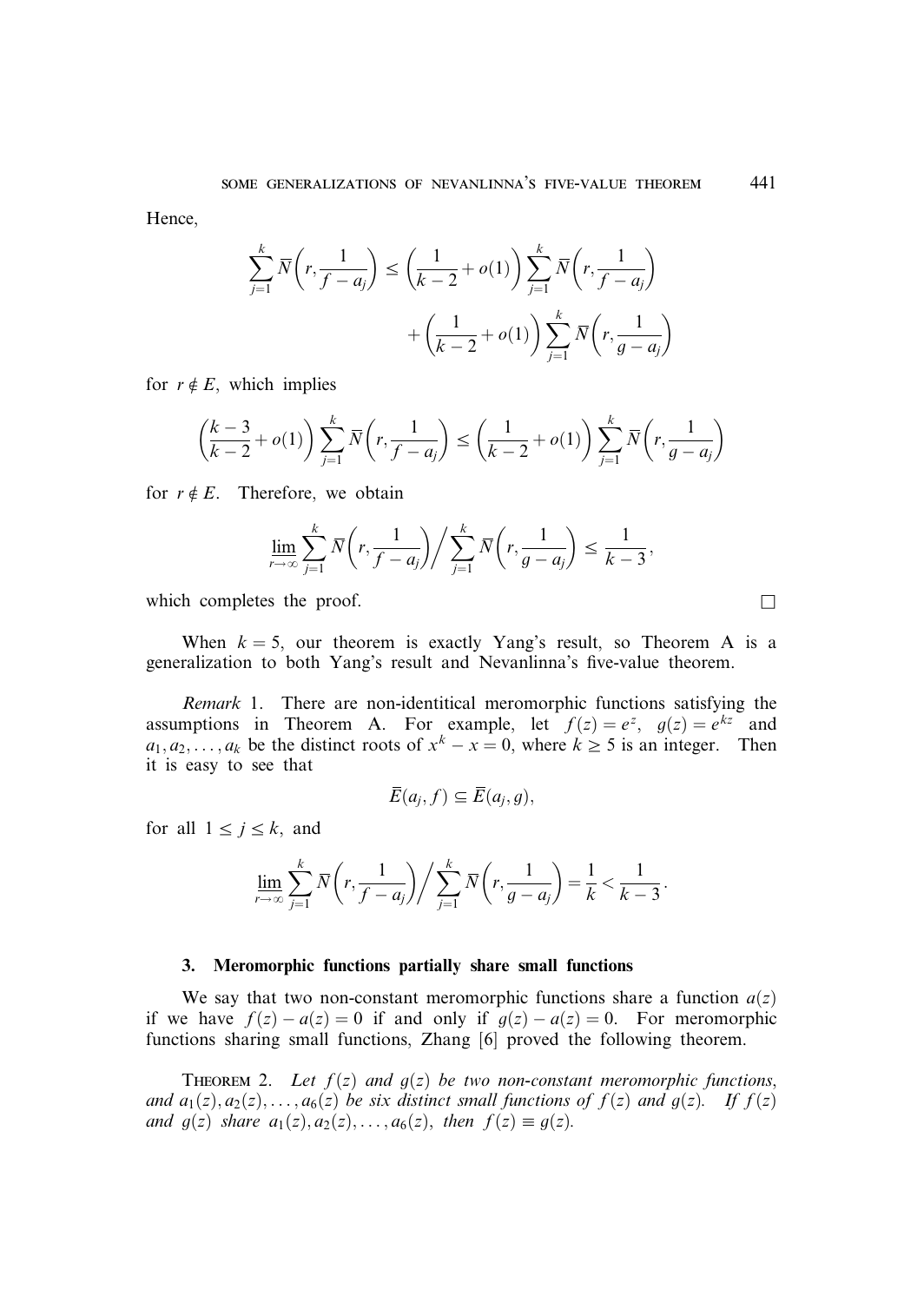Hence,

$$\sum_{j=1}^{k} \overline{N}\left(r, \frac{1}{f-a_j}\right) \le \left(\frac{1}{k-2} + o(1)\right) \sum_{j=1}^{k} \overline{N}\left(r, \frac{1}{f-a_j}\right) + \left(\frac{1}{k-2} + o(1)\right) \sum_{j=1}^{k} \overline{N}\left(r, \frac{1}{g-a_j}\right)$$

for $r \notin E$, which implies

$$\left(\frac{k-3}{k-2} + o(1)\right) \sum_{j=1}^{k} \overline{N}\left(r, \frac{1}{f-a_j}\right) \le \left(\frac{1}{k-2} + o(1)\right) \sum_{j=1}^{k} \overline{N}\left(r, \frac{1}{g-a_j}\right)$$

for $r \notin E$. Therefore, we obtain

$$\varliminf_{r\to\infty} \sum_{j=1}^{k} \overline{N}\left(r, \frac{1}{f-a_j}\right) \Big/ \sum_{j=1}^{k} \overline{N}\left(r, \frac{1}{g-a_j}\right) \le \frac{1}{k-3},$$

which completes the proof. □

When $k = 5$, our theorem is exactly Yang's result, so Theorem A is a generalization to both Yang's result and Nevanlinna's five-value theorem.

*Remark* 1. There are non-identitical meromorphic functions satisfying the assumptions in Theorem A. For example, let $f(z) = e^z$, $g(z) = e^{kz}$ and $a_1, a_2, \dots, a_k$ be the distinct roots of $x^k - x = 0$, where $k \ge 5$ is an integer. Then it is easy to see that

$$\overline{E}(a_j, f) \subseteq \overline{E}(a_j, g),$$

for all $1 \le j \le k$, and

$$\varliminf_{r\to\infty} \sum_{j=1}^{k} \overline{N}\left(r, \frac{1}{f-a_j}\right) \Big/ \sum_{j=1}^{k} \overline{N}\left(r, \frac{1}{g-a_j}\right) = \frac{1}{k} < \frac{1}{k-3}.$$

## 3. Meromorphic functions partially share small functions

We say that two non-constant meromorphic functions share a function $a(z)$ if we have $f(z) - a(z) = 0$ if and only if $g(z) - a(z) = 0$. For meromorphic functions sharing small functions, Zhang [6] proved the following theorem.

Theorem 2. *Let $f(z)$ and $g(z)$ be two non-constant meromorphic functions, and $a_1(z), a_2(z), \dots, a_6(z)$ be six distinct small functions of $f(z)$ and $g(z)$. If $f(z)$ and $g(z)$ share $a_1(z), a_2(z), \dots, a_6(z)$, then $f(z) \equiv g(z)$.*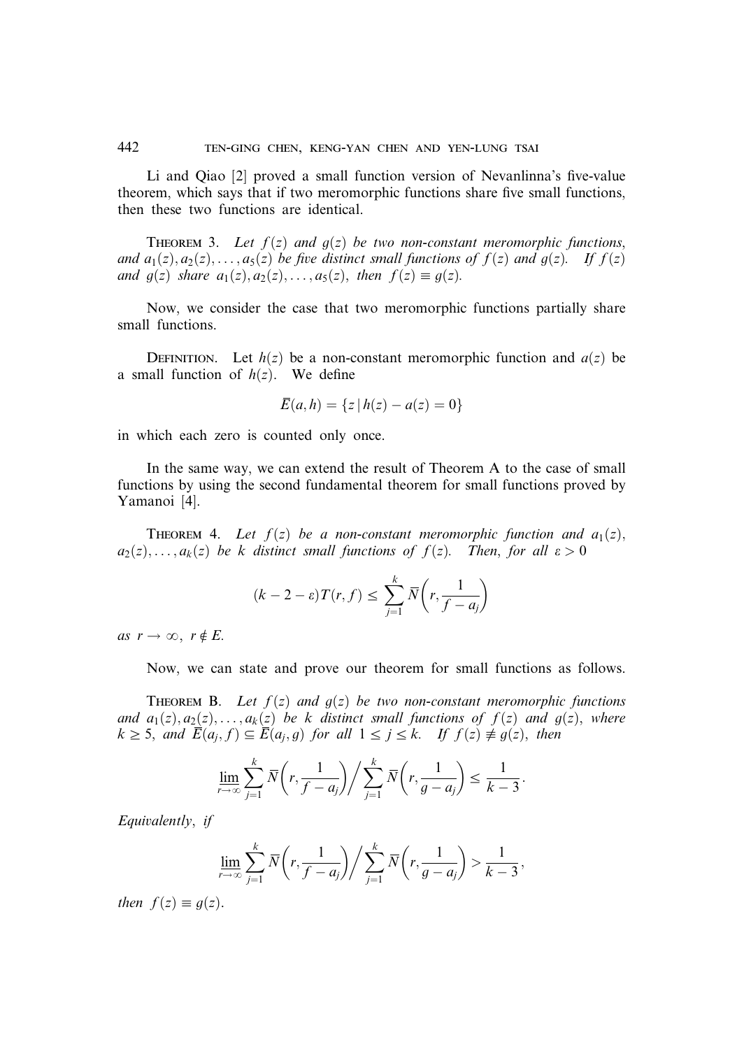Li and Qiao [2] proved a small function version of Nevanlinna's five-value theorem, which says that if two meromorphic functions share five small functions, then these two functions are identical.

THEOREM 3. *Let $f(z)$ and $g(z)$ be two non-constant meromorphic functions, and $a_1(z), a_2(z), \dots, a_5(z)$ be five distinct small functions of $f(z)$ and $g(z)$. If $f(z)$ and $g(z)$ share $a_1(z), a_2(z), \dots, a_5(z)$, then $f(z) \equiv g(z)$.*

Now, we consider the case that two meromorphic functions partially share small functions.

DEFINITION. Let $h(z)$ be a non-constant meromorphic function and $a(z)$ be a small function of $h(z)$. We define

$$\overline{E}(a,h) = \{z \mid h(z) - a(z) = 0\}$$

in which each zero is counted only once.

In the same way, we can extend the result of Theorem A to the case of small functions by using the second fundamental theorem for small functions proved by Yamanoi [4].

THEOREM 4. *Let $f(z)$ be a non-constant meromorphic function and $a_1(z)$, $a_2(z), \dots, a_k(z)$ be $k$ distinct small functions of $f(z)$. Then, for all $\varepsilon > 0$*

$$(k - 2 - \varepsilon)T(r,f) \leq \sum_{j=1}^{k} \overline{N}\left(r, \frac{1}{f - a_j}\right)$$

*as $r \to \infty$, $r \notin E$.*

Now, we can state and prove our theorem for small functions as follows.

THEOREM B. *Let $f(z)$ and $g(z)$ be two non-constant meromorphic functions and $a_1(z), a_2(z), \dots, a_k(z)$ be $k$ distinct small functions of $f(z)$ and $g(z)$, where $k \geq 5$, and $\overline{E}(a_j, f) \subseteq \overline{E}(a_j, g)$ for all $1 \leq j \leq k$. If $f(z) \not\equiv g(z)$, then*

$$\varliminf_{r \to \infty} \sum_{j=1}^{k} \overline{N}\left(r, \frac{1}{f - a_j}\right) \Big/ \sum_{j=1}^{k} \overline{N}\left(r, \frac{1}{g - a_j}\right) \leq \frac{1}{k-3}.$$

*Equivalently, if*

$$\varliminf_{r \to \infty} \sum_{j=1}^{k} \overline{N}\left(r, \frac{1}{f - a_j}\right) \Big/ \sum_{j=1}^{k} \overline{N}\left(r, \frac{1}{g - a_j}\right) > \frac{1}{k-3},$$

*then $f(z) \equiv g(z)$.*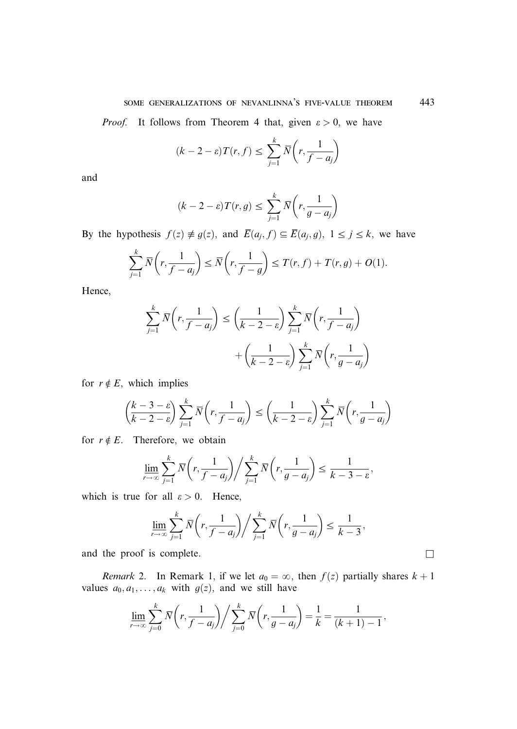*Proof.* It follows from Theorem 4 that, given $\varepsilon > 0$, we have

$$(k-2-\varepsilon)T(r,f) \le \sum_{j=1}^{k} \overline{N}\left(r, \frac{1}{f-a_j}\right)$$

and

$$(k-2-\varepsilon)T(r,g) \le \sum_{j=1}^{k} \overline{N}\left(r, \frac{1}{g-a_j}\right)$$

By the hypothesis $f(z) \not\equiv g(z)$, and $\overline{E}(a_j, f) \subseteq \overline{E}(a_j, g)$, $1 \le j \le k$, we have

$$\sum_{j=1}^{k} \overline{N}\left(r, \frac{1}{f-a_j}\right) \le \overline{N}\left(r, \frac{1}{f-g}\right) \le T(r,f) + T(r,g) + O(1).$$

Hence,

$$\sum_{j=1}^{k} \overline{N}\left(r, \frac{1}{f-a_j}\right) \le \left(\frac{1}{k-2-\varepsilon}\right) \sum_{j=1}^{k} \overline{N}\left(r, \frac{1}{f-a_j}\right) + \left(\frac{1}{k-2-\varepsilon}\right) \sum_{j=1}^{k} \overline{N}\left(r, \frac{1}{g-a_j}\right)$$

for $r \notin E$, which implies

$$\left(\frac{k-3-\varepsilon}{k-2-\varepsilon}\right) \sum_{j=1}^{k} \overline{N}\left(r, \frac{1}{f-a_j}\right) \le \left(\frac{1}{k-2-\varepsilon}\right) \sum_{j=1}^{k} \overline{N}\left(r, \frac{1}{g-a_j}\right)$$

for $r \notin E$. Therefore, we obtain

$$\varliminf_{r\to\infty} \sum_{j=1}^{k} \overline{N}\left(r, \frac{1}{f-a_j}\right) \Big/ \sum_{j=1}^{k} \overline{N}\left(r, \frac{1}{g-a_j}\right) \le \frac{1}{k-3-\varepsilon},$$

which is true for all $\varepsilon > 0$. Hence,

$$\varliminf_{r\to\infty} \sum_{j=1}^{k} \overline{N}\left(r, \frac{1}{f-a_j}\right) \Big/ \sum_{j=1}^{k} \overline{N}\left(r, \frac{1}{g-a_j}\right) \le \frac{1}{k-3},$$

and the proof is complete. □

*Remark* 2. In Remark 1, if we let $a_0 = \infty$, then $f(z)$ partially shares $k+1$ values $a_0, a_1, \dots, a_k$ with $g(z)$, and we still have

$$\varliminf_{r\to\infty} \sum_{j=0}^{k} \overline{N}\left(r, \frac{1}{f-a_j}\right) \Big/ \sum_{j=0}^{k} \overline{N}\left(r, \frac{1}{g-a_j}\right) = \frac{1}{k} = \frac{1}{(k+1)-1},$$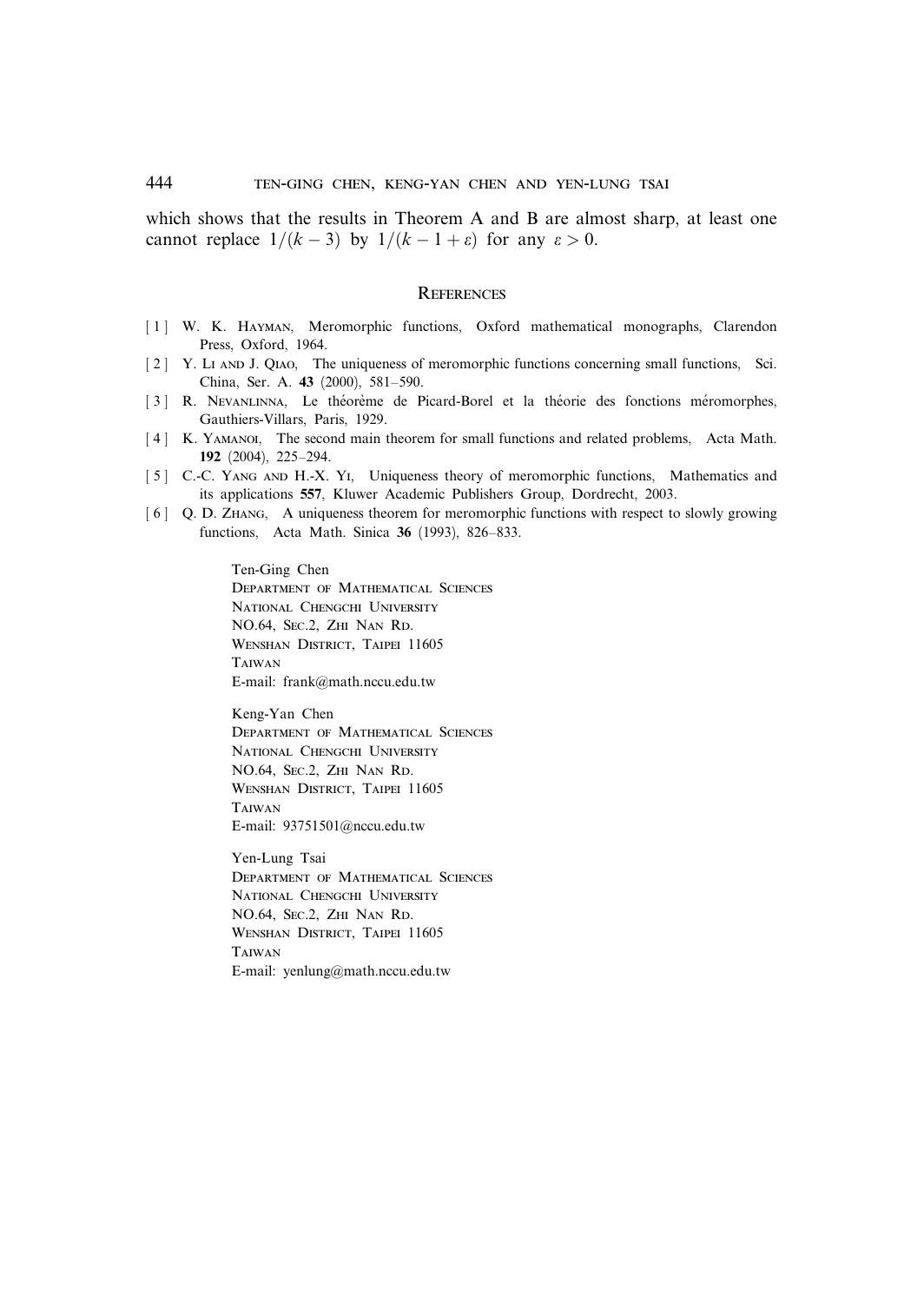which shows that the results in Theorem A and B are almost sharp, at least one cannot replace $1/(k-3)$ by $1/(k-1+\varepsilon)$ for any $\varepsilon > 0$.

## References

[1] W. K. Hayman, Meromorphic functions, Oxford mathematical monographs, Clarendon Press, Oxford, 1964.

[2] Y. Li and J. Qiao, The uniqueness of meromorphic functions concerning small functions, Sci. China, Ser. A. **43** (2000), 581–590.

[3] R. Nevanlinna, Le théorème de Picard-Borel et la théorie des fonctions méromorphes, Gauthiers-Villars, Paris, 1929.

[4] K. Yamanoi, The second main theorem for small functions and related problems, Acta Math. **192** (2004), 225–294.

[5] C.-C. Yang and H.-X. Yi, Uniqueness theory of meromorphic functions, Mathematics and its applications **557**, Kluwer Academic Publishers Group, Dordrecht, 2003.

[6] Q. D. Zhang, A uniqueness theorem for meromorphic functions with respect to slowly growing functions, Acta Math. Sinica **36** (1993), 826–833.

Ten-Ging Chen
Department of Mathematical Sciences
National Chengchi University
NO.64, Sec.2, Zhi Nan Rd.
Wenshan District, Taipei 11605
Taiwan
E-mail: frank@math.nccu.edu.tw

Keng-Yan Chen
Department of Mathematical Sciences
National Chengchi University
NO.64, Sec.2, Zhi Nan Rd.
Wenshan District, Taipei 11605
Taiwan
E-mail: 93751501@nccu.edu.tw

Yen-Lung Tsai
Department of Mathematical Sciences
National Chengchi University
NO.64, Sec.2, Zhi Nan Rd.
Wenshan District, Taipei 11605
Taiwan
E-mail: yenlung@math.nccu.edu.tw